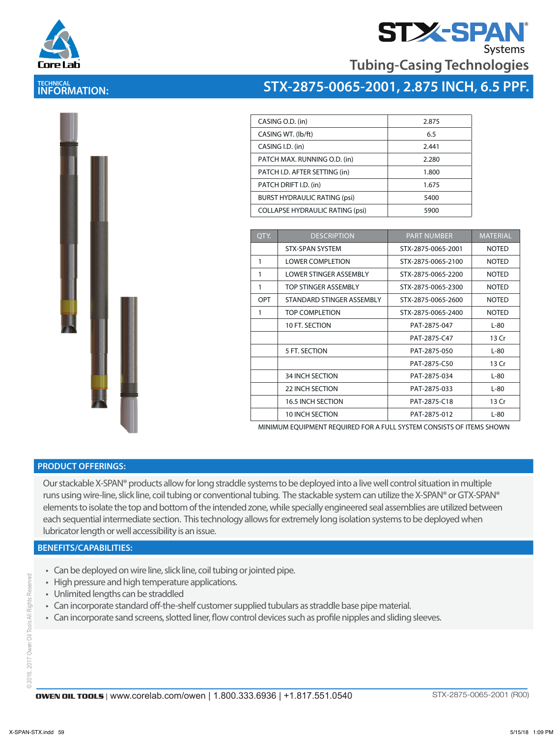STX-SPAN® Systems

Tubing-Casing Technologies

TECHNICAL INFORMATION:

# STX-2875-0065-2001, 2.875 INCH, 6.5 PPF.

| | |
|---|---|
| CASING O.D. (in) | 2.875 |
| CASING WT. (lb/ft) | 6.5 |
| CASING I.D. (in) | 2.441 |
| PATCH MAX. RUNNING O.D. (in) | 2.280 |
| PATCH I.D. AFTER SETTING (in) | 1.800 |
| PATCH DRIFT I.D. (in) | 1.675 |
| BURST HYDRAULIC RATING (psi) | 5400 |
| COLLAPSE HYDRAULIC RATING (psi) | 5900 |

| QTY. | DESCRIPTION | PART NUMBER | MATERIAL |
|---|---|---|---|
| | STX-SPAN SYSTEM | STX-2875-0065-2001 | NOTED |
| 1 | LOWER COMPLETION | STX-2875-0065-2100 | NOTED |
| 1 | LOWER STINGER ASSEMBLY | STX-2875-0065-2200 | NOTED |
| 1 | TOP STINGER ASSEMBLY | STX-2875-0065-2300 | NOTED |
| OPT | STANDARD STINGER ASSEMBLY | STX-2875-0065-2600 | NOTED |
| 1 | TOP COMPLETION | STX-2875-0065-2400 | NOTED |
| | 10 FT. SECTION | PAT-2875-047 | L-80 |
| | | PAT-2875-C47 | 13 Cr |
| | 5 FT. SECTION | PAT-2875-050 | L-80 |
| | | PAT-2875-C50 | 13 Cr |
| | 34 INCH SECTION | PAT-2875-034 | L-80 |
| | 22 INCH SECTION | PAT-2875-033 | L-80 |
| | 16.5 INCH SECTION | PAT-2875-C18 | 13 Cr |
| | 10 INCH SECTION | PAT-2875-012 | L-80 |

MINIMUM EQUIPMENT REQUIRED FOR A FULL SYSTEM CONSISTS OF ITEMS SHOWN

## PRODUCT OFFERINGS:

Our stackable X-SPAN® products allow for long straddle systems to be deployed into a live well control situation in multiple runs using wire-line, slick line, coil tubing or conventional tubing. The stackable system can utilize the X-SPAN® or GTX-SPAN® elements to isolate the top and bottom of the intended zone, while specially engineered seal assemblies are utilized between each sequential intermediate section. This technology allows for extremely long isolation systems to be deployed when lubricator length or well accessibility is an issue.

## BENEFITS/CAPABILITIES:

- Can be deployed on wire line, slick line, coil tubing or jointed pipe.
- High pressure and high temperature applications.
- Unlimited lengths can be straddled
- Can incorporate standard off-the-shelf customer supplied tubulars as straddle base pipe material.
- Can incorporate sand screens, slotted liner, flow control devices such as profile nipples and sliding sleeves.

©2016, 2017 Owen Oil Tools All Rights Reserved

OWEN OIL TOOLS | www.corelab.com/owen | 1.800.333.6936 | +1.817.551.0540 STX-2875-0065-2001 (R00)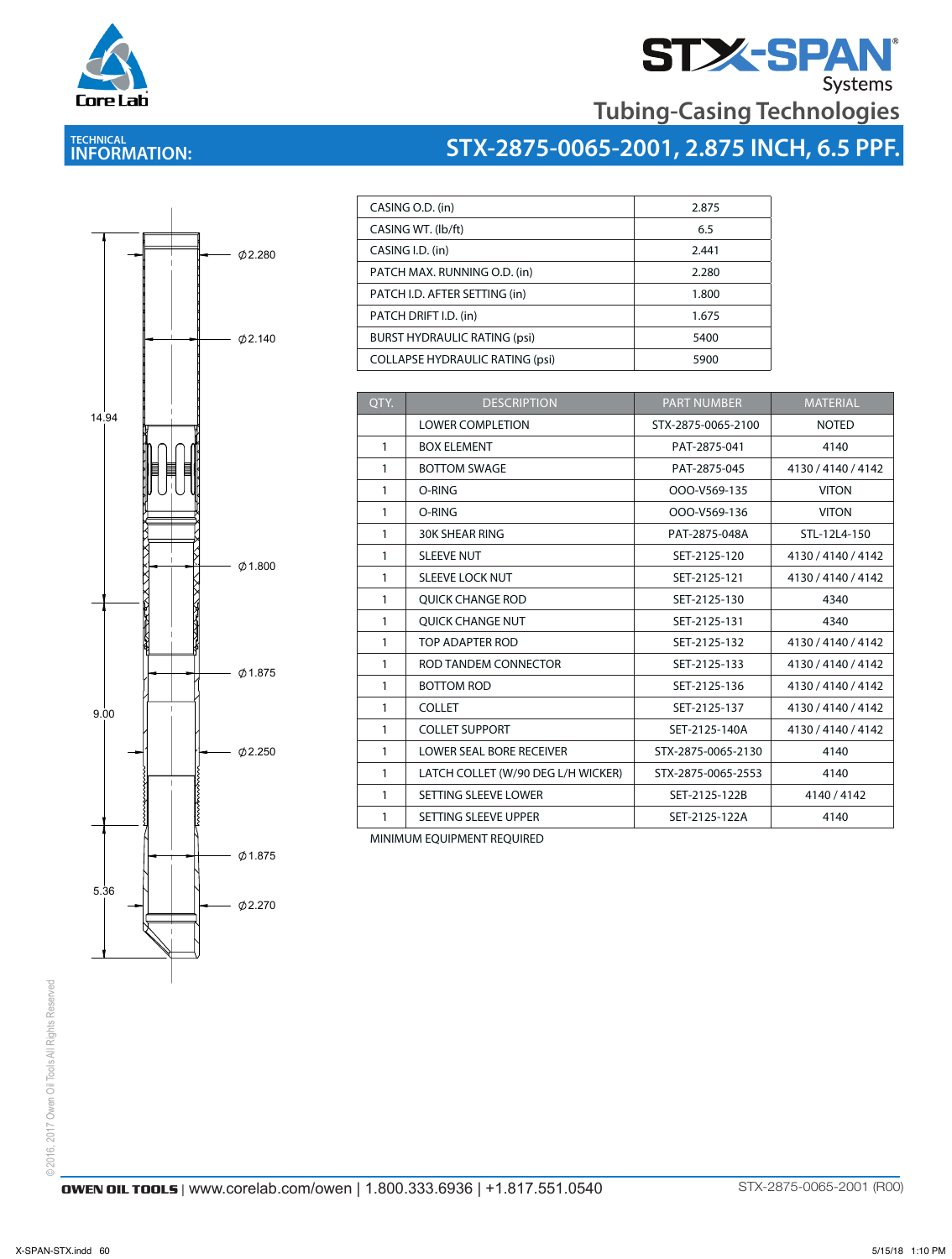# STX-SPAN Systems

## Tubing-Casing Technologies

## TECHNICAL INFORMATION: STX-2875-0065-2001, 2.875 INCH, 6.5 PPF.

Ø2.280

Ø2.140

14.94

Ø1.800

Ø1.875

9.00

Ø2.250

Ø1.875

5.36

Ø2.270

| | |
|---|---|
| CASING O.D. (in) | 2.875 |
| CASING WT. (lb/ft) | 6.5 |
| CASING I.D. (in) | 2.441 |
| PATCH MAX. RUNNING O.D. (in) | 2.280 |
| PATCH I.D. AFTER SETTING (in) | 1.800 |
| PATCH DRIFT I.D. (in) | 1.675 |
| BURST HYDRAULIC RATING (psi) | 5400 |
| COLLAPSE HYDRAULIC RATING (psi) | 5900 |

| QTY. | DESCRIPTION | PART NUMBER | MATERIAL |
|---|---|---|---|
| | LOWER COMPLETION | STX-2875-0065-2100 | NOTED |
| 1 | BOX ELEMENT | PAT-2875-041 | 4140 |
| 1 | BOTTOM SWAGE | PAT-2875-045 | 4130 / 4140 / 4142 |
| 1 | O-RING | OOO-V569-135 | VITON |
| 1 | O-RING | OOO-V569-136 | VITON |
| 1 | 30K SHEAR RING | PAT-2875-048A | STL-12L4-150 |
| 1 | SLEEVE NUT | SET-2125-120 | 4130 / 4140 / 4142 |
| 1 | SLEEVE LOCK NUT | SET-2125-121 | 4130 / 4140 / 4142 |
| 1 | QUICK CHANGE ROD | SET-2125-130 | 4340 |
| 1 | QUICK CHANGE NUT | SET-2125-131 | 4340 |
| 1 | TOP ADAPTER ROD | SET-2125-132 | 4130 / 4140 / 4142 |
| 1 | ROD TANDEM CONNECTOR | SET-2125-133 | 4130 / 4140 / 4142 |
| 1 | BOTTOM ROD | SET-2125-136 | 4130 / 4140 / 4142 |
| 1 | COLLET | SET-2125-137 | 4130 / 4140 / 4142 |
| 1 | COLLET SUPPORT | SET-2125-140A | 4130 / 4140 / 4142 |
| 1 | LOWER SEAL BORE RECEIVER | STX-2875-0065-2130 | 4140 |
| 1 | LATCH COLLET (W/90 DEG L/H WICKER) | STX-2875-0065-2553 | 4140 |
| 1 | SETTING SLEEVE LOWER | SET-2125-122B | 4140 / 4142 |
| 1 | SETTING SLEEVE UPPER | SET-2125-122A | 4140 |

MINIMUM EQUIPMENT REQUIRED

© 2016, 2017 Owen Oil Tools All Rights Reserved

OWEN OIL TOOLS | www.corelab.com/owen | 1.800.333.6936 | +1.817.551.0540

STX-2875-0065-2001 (R00)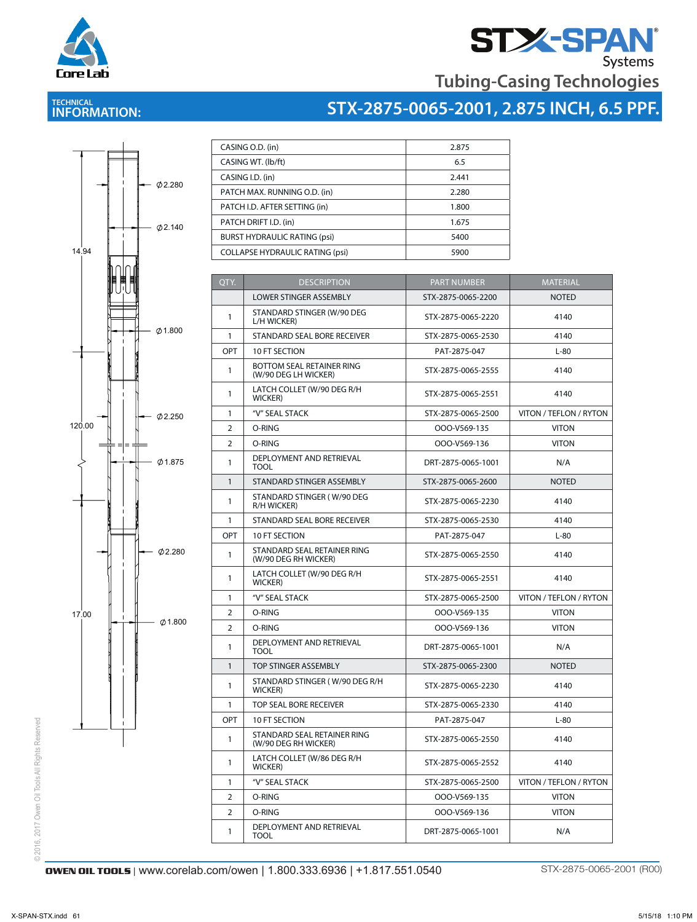STX-SPAN® Systems

Tubing-Casing Technologies

## TECHNICAL INFORMATION:

## STX-2875-0065-2001, 2.875 INCH, 6.5 PPF.

| | |
|---|---|
| CASING O.D. (in) | 2.875 |
| CASING WT. (lb/ft) | 6.5 |
| CASING I.D. (in) | 2.441 |
| PATCH MAX. RUNNING O.D. (in) | 2.280 |
| PATCH I.D. AFTER SETTING (in) | 1.800 |
| PATCH DRIFT I.D. (in) | 1.675 |
| BURST HYDRAULIC RATING (psi) | 5400 |
| COLLAPSE HYDRAULIC RATING (psi) | 5900 |

| QTY. | DESCRIPTION | PART NUMBER | MATERIAL |
|---|---|---|---|
| | LOWER STINGER ASSEMBLY | STX-2875-0065-2200 | NOTED |
| 1 | STANDARD STINGER (W/90 DEG L/H WICKER) | STX-2875-0065-2220 | 4140 |
| 1 | STANDARD SEAL BORE RECEIVER | STX-2875-0065-2530 | 4140 |
| OPT | 10 FT SECTION | PAT-2875-047 | L-80 |
| 1 | BOTTOM SEAL RETAINER RING (W/90 DEG LH WICKER) | STX-2875-0065-2555 | 4140 |
| 1 | LATCH COLLET (W/90 DEG R/H WICKER) | STX-2875-0065-2551 | 4140 |
| 1 | "V" SEAL STACK | STX-2875-0065-2500 | VITON / TEFLON / RYTON |
| 2 | O-RING | OOO-V569-135 | VITON |
| 2 | O-RING | OOO-V569-136 | VITON |
| 1 | DEPLOYMENT AND RETRIEVAL TOOL | DRT-2875-0065-1001 | N/A |
| 1 | STANDARD STINGER ASSEMBLY | STX-2875-0065-2600 | NOTED |
| 1 | STANDARD STINGER ( W/90 DEG R/H WICKER) | STX-2875-0065-2230 | 4140 |
| 1 | STANDARD SEAL BORE RECEIVER | STX-2875-0065-2530 | 4140 |
| OPT | 10 FT SECTION | PAT-2875-047 | L-80 |
| 1 | STANDARD SEAL RETAINER RING (W/90 DEG RH WICKER) | STX-2875-0065-2550 | 4140 |
| 1 | LATCH COLLET (W/90 DEG R/H WICKER) | STX-2875-0065-2551 | 4140 |
| 1 | "V" SEAL STACK | STX-2875-0065-2500 | VITON / TEFLON / RYTON |
| 2 | O-RING | OOO-V569-135 | VITON |
| 2 | O-RING | OOO-V569-136 | VITON |
| 1 | DEPLOYMENT AND RETRIEVAL TOOL | DRT-2875-0065-1001 | N/A |
| 1 | TOP STINGER ASSEMBLY | STX-2875-0065-2300 | NOTED |
| 1 | STANDARD STINGER ( W/90 DEG R/H WICKER) | STX-2875-0065-2230 | 4140 |
| 1 | TOP SEAL BORE RECEIVER | STX-2875-0065-2330 | 4140 |
| OPT | 10 FT SECTION | PAT-2875-047 | L-80 |
| 1 | STANDARD SEAL RETAINER RING (W/90 DEG RH WICKER) | STX-2875-0065-2550 | 4140 |
| 1 | LATCH COLLET (W/86 DEG R/H WICKER) | STX-2875-0065-2552 | 4140 |
| 1 | "V" SEAL STACK | STX-2875-0065-2500 | VITON / TEFLON / RYTON |
| 2 | O-RING | OOO-V569-135 | VITON |
| 2 | O-RING | OOO-V569-136 | VITON |
| 1 | DEPLOYMENT AND RETRIEVAL TOOL | DRT-2875-0065-1001 | N/A |

Drawing dimensions: 14.94, 120.00, 17.00; Ø2.280, Ø2.140, Ø1.800, Ø2.250, Ø1.875, Ø2.280, Ø1.800

©2016, 2017 Owen Oil Tools All Rights Reserved

OWEN OIL TOOLS | www.corelab.com/owen | 1.800.333.6936 | +1.817.551.0540 STX-2875-0065-2001 (R00)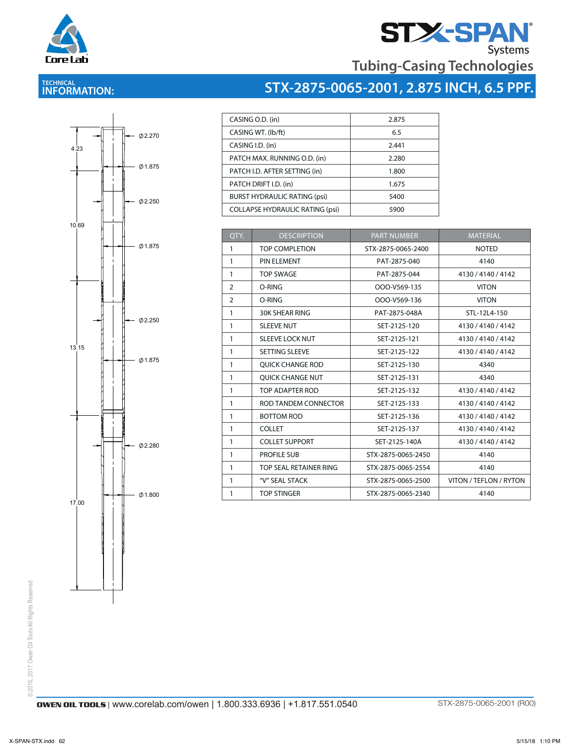Core Lab

# STX-SPAN Systems

## Tubing-Casing Technologies

**TECHNICAL INFORMATION:**

## STX-2875-0065-2001, 2.875 INCH, 6.5 PPF.

4.23 | Ø2.270 | Ø1.875 | 10.69 | Ø2.250 | Ø1.875 | Ø2.250 | 13.15 | Ø1.875 | Ø2.280 | Ø1.800 | 17.00

| | |
|---|---|
| CASING O.D. (in) | 2.875 |
| CASING WT. (lb/ft) | 6.5 |
| CASING I.D. (in) | 2.441 |
| PATCH MAX. RUNNING O.D. (in) | 2.280 |
| PATCH I.D. AFTER SETTING (in) | 1.800 |
| PATCH DRIFT I.D. (in) | 1.675 |
| BURST HYDRAULIC RATING (psi) | 5400 |
| COLLAPSE HYDRAULIC RATING (psi) | 5900 |

| QTY. | DESCRIPTION | PART NUMBER | MATERIAL |
|---|---|---|---|
| 1 | TOP COMPLETION | STX-2875-0065-2400 | NOTED |
| 1 | PIN ELEMENT | PAT-2875-040 | 4140 |
| 1 | TOP SWAGE | PAT-2875-044 | 4130 / 4140 / 4142 |
| 2 | O-RING | OOO-V569-135 | VITON |
| 2 | O-RING | OOO-V569-136 | VITON |
| 1 | 30K SHEAR RING | PAT-2875-048A | STL-12L4-150 |
| 1 | SLEEVE NUT | SET-2125-120 | 4130 / 4140 / 4142 |
| 1 | SLEEVE LOCK NUT | SET-2125-121 | 4130 / 4140 / 4142 |
| 1 | SETTING SLEEVE | SET-2125-122 | 4130 / 4140 / 4142 |
| 1 | QUICK CHANGE ROD | SET-2125-130 | 4340 |
| 1 | QUICK CHANGE NUT | SET-2125-131 | 4340 |
| 1 | TOP ADAPTER ROD | SET-2125-132 | 4130 / 4140 / 4142 |
| 1 | ROD TANDEM CONNECTOR | SET-2125-133 | 4130 / 4140 / 4142 |
| 1 | BOTTOM ROD | SET-2125-136 | 4130 / 4140 / 4142 |
| 1 | COLLET | SET-2125-137 | 4130 / 4140 / 4142 |
| 1 | COLLET SUPPORT | SET-2125-140A | 4130 / 4140 / 4142 |
| 1 | PROFILE SUB | STX-2875-0065-2450 | 4140 |
| 1 | TOP SEAL RETAINER RING | STX-2875-0065-2554 | 4140 |
| 1 | "V" SEAL STACK | STX-2875-0065-2500 | VITON / TEFLON / RYTON |
| 1 | TOP STINGER | STX-2875-0065-2340 | 4140 |

©2016, 2017 Owen Oil Tools All Rights Reserved

**OWEN OIL TOOLS** | www.corelab.com/owen | 1.800.333.6936 | +1.817.551.0540 STX-2875-0065-2001 (R00)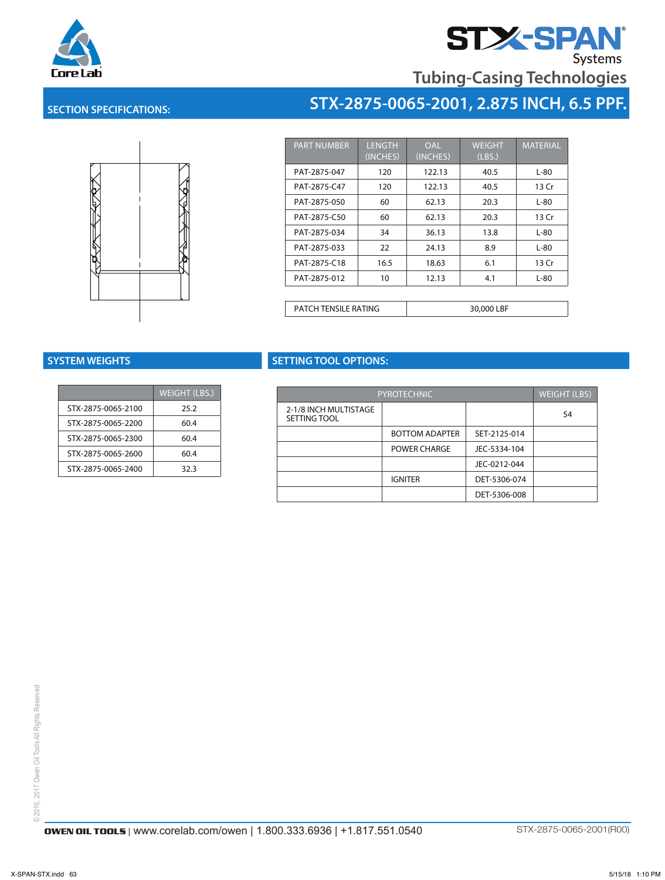STX-SPAN Systems

Tubing-Casing Technologies

## SECTION SPECIFICATIONS: STX-2875-0065-2001, 2.875 INCH, 6.5 PPF.

| PART NUMBER | LENGTH (INCHES) | OAL (INCHES) | WEIGHT (LBS.) | MATERIAL |
|---|---|---|---|---|
| PAT-2875-047 | 120 | 122.13 | 40.5 | L-80 |
| PAT-2875-C47 | 120 | 122.13 | 40.5 | 13 Cr |
| PAT-2875-050 | 60 | 62.13 | 20.3 | L-80 |
| PAT-2875-C50 | 60 | 62.13 | 20.3 | 13 Cr |
| PAT-2875-034 | 34 | 36.13 | 13.8 | L-80 |
| PAT-2875-033 | 22 | 24.13 | 8.9 | L-80 |
| PAT-2875-C18 | 16.5 | 18.63 | 6.1 | 13 Cr |
| PAT-2875-012 | 10 | 12.13 | 4.1 | L-80 |

| PATCH TENSILE RATING | 30,000 LBF |
|---|---|

## SYSTEM WEIGHTS

| | WEIGHT (LBS.) |
|---|---|
| STX-2875-0065-2100 | 25.2 |
| STX-2875-0065-2200 | 60.4 |
| STX-2875-0065-2300 | 60.4 |
| STX-2875-0065-2600 | 60.4 |
| STX-2875-0065-2400 | 32.3 |

## SETTING TOOL OPTIONS:

| PYROTECHNIC | | | WEIGHT (LBS) |
|---|---|---|---|
| 2-1/8 INCH MULTISTAGE SETTING TOOL | | | 54 |
| | BOTTOM ADAPTER | SET-2125-014 | |
| | POWER CHARGE | JEC-5334-104 | |
| | | JEC-0212-044 | |
| | IGNITER | DET-5306-074 | |
| | | DET-5306-008 | |

©2016, 2017 Owen Oil Tools All Rights Reserved

OWEN OIL TOOLS | www.corelab.com/owen | 1.800.333.6936 | +1.817.551.0540

STX-2875-0065-2001(R00)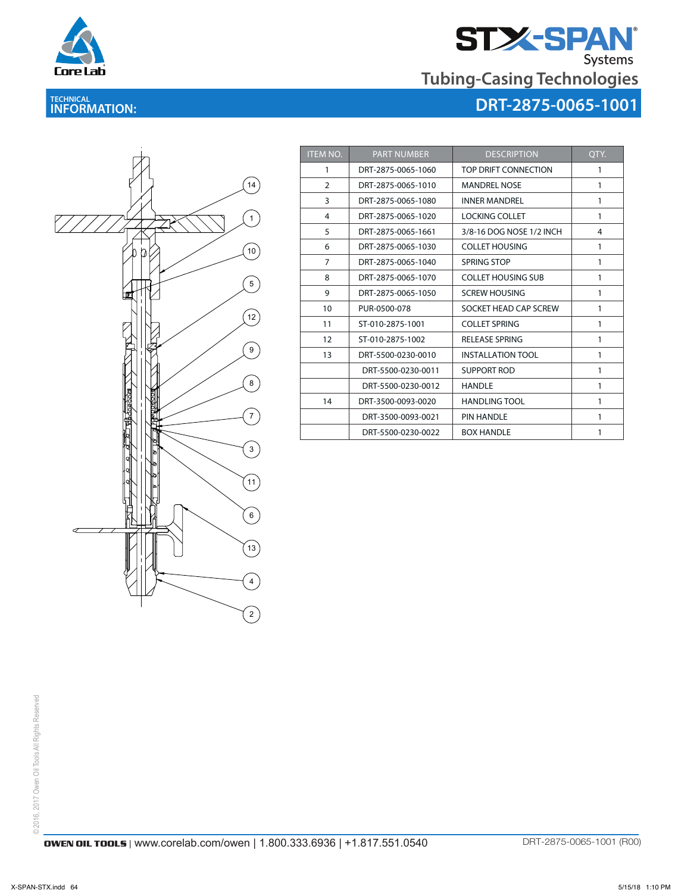# TECHNICAL INFORMATION:

## DRT-2875-0065-1001

STX-SPAN Systems

Tubing-Casing Technologies

14
1
10
5
12
9
8
7
3
11
6
13
4
2

| ITEM NO. | PART NUMBER | DESCRIPTION | QTY. |
|---|---|---|---|
| 1 | DRT-2875-0065-1060 | TOP DRIFT CONNECTION | 1 |
| 2 | DRT-2875-0065-1010 | MANDREL NOSE | 1 |
| 3 | DRT-2875-0065-1080 | INNER MANDREL | 1 |
| 4 | DRT-2875-0065-1020 | LOCKING COLLET | 1 |
| 5 | DRT-2875-0065-1661 | 3/8-16 DOG NOSE 1/2 INCH | 4 |
| 6 | DRT-2875-0065-1030 | COLLET HOUSING | 1 |
| 7 | DRT-2875-0065-1040 | SPRING STOP | 1 |
| 8 | DRT-2875-0065-1070 | COLLET HOUSING SUB | 1 |
| 9 | DRT-2875-0065-1050 | SCREW HOUSING | 1 |
| 10 | PUR-0500-078 | SOCKET HEAD CAP SCREW | 1 |
| 11 | ST-010-2875-1001 | COLLET SPRING | 1 |
| 12 | ST-010-2875-1002 | RELEASE SPRING | 1 |
| 13 | DRT-5500-0230-0010 | INSTALLATION TOOL | 1 |
| | DRT-5500-0230-0011 | SUPPORT ROD | 1 |
| | DRT-5500-0230-0012 | HANDLE | 1 |
| 14 | DRT-3500-0093-0020 | HANDLING TOOL | 1 |
| | DRT-3500-0093-0021 | PIN HANDLE | 1 |
| | DRT-5500-0230-0022 | BOX HANDLE | 1 |

©2016, 2017 Owen Oil Tools All Rights Reserved

OWEN OIL TOOLS | www.corelab.com/owen | 1.800.333.6936 | +1.817.551.0540

DRT-2875-0065-1001 (R00)